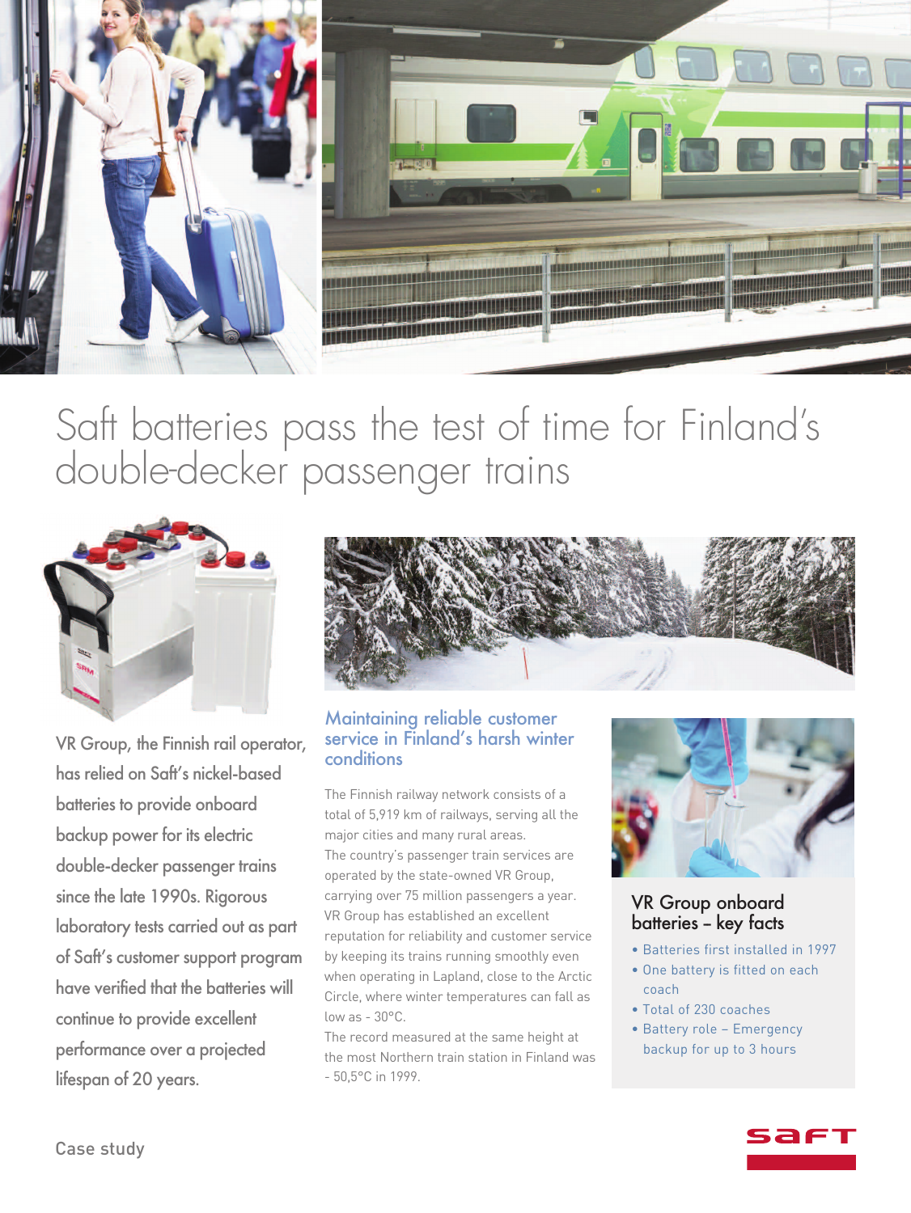# Saft batteries pass the test of time for Finland's double-decker passenger trains

VR Group, the Finnish rail operator, has relied on Saft's nickel-based batteries to provide onboard backup power for its electric double-decker passenger trains since the late 1990s. Rigorous laboratory tests carried out as part of Saft's customer support program have verified that the batteries will continue to provide excellent performance over a projected lifespan of 20 years.

## Maintaining reliable customer service in Finland's harsh winter conditions

The Finnish railway network consists of a total of 5,919 km of railways, serving all the major cities and many rural areas.

The country's passenger train services are operated by the state-owned VR Group, carrying over 75 million passengers a year. VR Group has established an excellent reputation for reliability and customer service by keeping its trains running smoothly even when operating in Lapland, close to the Arctic Circle, where winter temperatures can fall as low as - 30°C.

The record measured at the same height at the most Northern train station in Finland was - 50,5°C in 1999.

### VR Group onboard batteries – key facts

- Batteries first installed in 1997
- One battery is fitted on each coach
- Total of 230 coaches
- Battery role – Emergency backup for up to 3 hours

Case study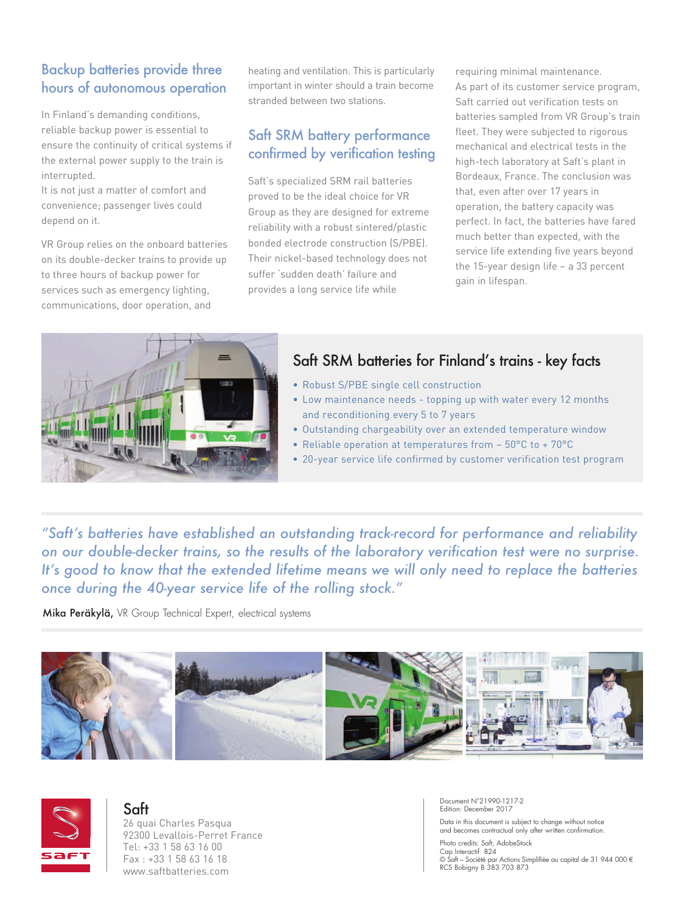## Backup batteries provide three hours of autonomous operation

In Finland's demanding conditions, reliable backup power is essential to ensure the continuity of critical systems if the external power supply to the train is interrupted.
It is not just a matter of comfort and convenience; passenger lives could depend on it.

VR Group relies on the onboard batteries on its double-decker trains to provide up to three hours of backup power for services such as emergency lighting, communications, door operation, and heating and ventilation. This is particularly important in winter should a train become stranded between two stations.

## Saft SRM battery performance confirmed by verification testing

Saft's specialized SRM rail batteries proved to be the ideal choice for VR Group as they are designed for extreme reliability with a robust sintered/plastic bonded electrode construction (S/PBE). Their nickel-based technology does not suffer 'sudden death' failure and provides a long service life while requiring minimal maintenance.
As part of its customer service program, Saft carried out verification tests on batteries sampled from VR Group's train fleet. They were subjected to rigorous mechanical and electrical tests in the high-tech laboratory at Saft's plant in Bordeaux, France. The conclusion was that, even after over 17 years in operation, the battery capacity was perfect. In fact, the batteries have fared much better than expected, with the service life extending five years beyond the 15-year design life – a 33 percent gain in lifespan.

### Saft SRM batteries for Finland's trains - key facts

- Robust S/PBE single cell construction
- Low maintenance needs - topping up with water every 12 months and reconditioning every 5 to 7 years
- Outstanding chargeability over an extended temperature window
- Reliable operation at temperatures from – 50°C to + 70°C
- 20-year service life confirmed by customer verification test program

*"Saft's batteries have established an outstanding track-record for performance and reliability on our double-decker trains, so the results of the laboratory verification test were no surprise. It's good to know that the extended lifetime means we will only need to replace the batteries once during the 40-year service life of the rolling stock."*

**Mika Peräkylä,** VR Group Technical Expert, electrical systems

**Saft**
26 quai Charles Pasqua
92300 Levallois-Perret France
Tel: +33 1 58 63 16 00
Fax : +33 1 58 63 16 18
www.saftbatteries.com

Document N°21990-1217-2
Edition: December 2017

Data in this document is subject to change without notice and becomes contractual only after written confirmation.

Photo credits: Saft, AdobeStock
Cap Interactif 824
© Saft – Société par Actions Simplifiée au capital de 31 944 000 €
RCS Bobigny B 383 703 873